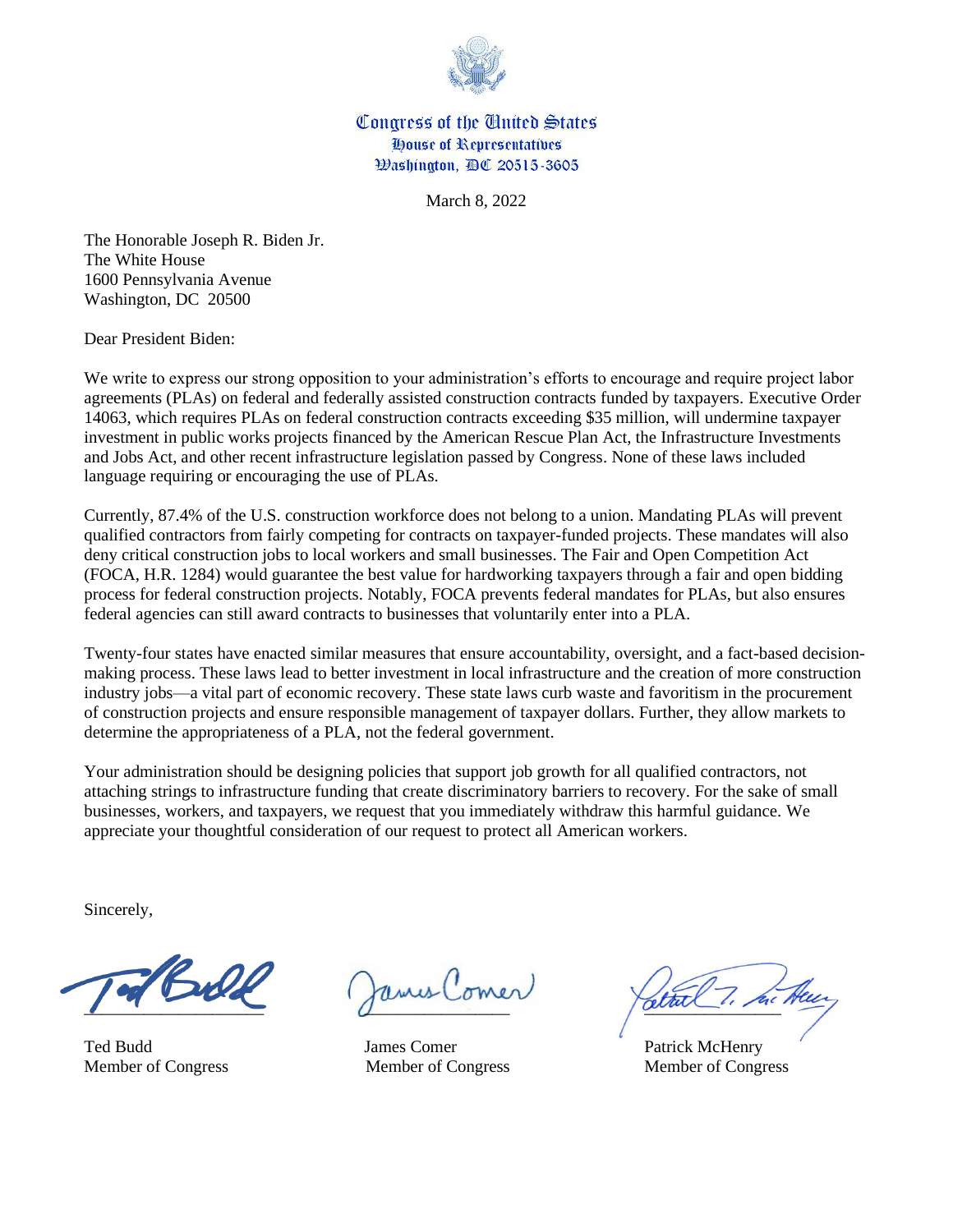Congress of the United States
House of Representatives
Washington, DC 20515-3605

March 8, 2022

The Honorable Joseph R. Biden Jr.
The White House
1600 Pennsylvania Avenue
Washington, DC 20500

Dear President Biden:

We write to express our strong opposition to your administration's efforts to encourage and require project labor agreements (PLAs) on federal and federally assisted construction contracts funded by taxpayers. Executive Order 14063, which requires PLAs on federal construction contracts exceeding $35 million, will undermine taxpayer investment in public works projects financed by the American Rescue Plan Act, the Infrastructure Investments and Jobs Act, and other recent infrastructure legislation passed by Congress. None of these laws included language requiring or encouraging the use of PLAs.

Currently, 87.4% of the U.S. construction workforce does not belong to a union. Mandating PLAs will prevent qualified contractors from fairly competing for contracts on taxpayer-funded projects. These mandates will also deny critical construction jobs to local workers and small businesses. The Fair and Open Competition Act (FOCA, H.R. 1284) would guarantee the best value for hardworking taxpayers through a fair and open bidding process for federal construction projects. Notably, FOCA prevents federal mandates for PLAs, but also ensures federal agencies can still award contracts to businesses that voluntarily enter into a PLA.

Twenty-four states have enacted similar measures that ensure accountability, oversight, and a fact-based decision-making process. These laws lead to better investment in local infrastructure and the creation of more construction industry jobs—a vital part of economic recovery. These state laws curb waste and favoritism in the procurement of construction projects and ensure responsible management of taxpayer dollars. Further, they allow markets to determine the appropriateness of a PLA, not the federal government.

Your administration should be designing policies that support job growth for all qualified contractors, not attaching strings to infrastructure funding that create discriminatory barriers to recovery. For the sake of small businesses, workers, and taxpayers, we request that you immediately withdraw this harmful guidance. We appreciate your thoughtful consideration of our request to protect all American workers.

Sincerely,

Ted Budd
Member of Congress

James Comer
Member of Congress

Patrick McHenry
Member of Congress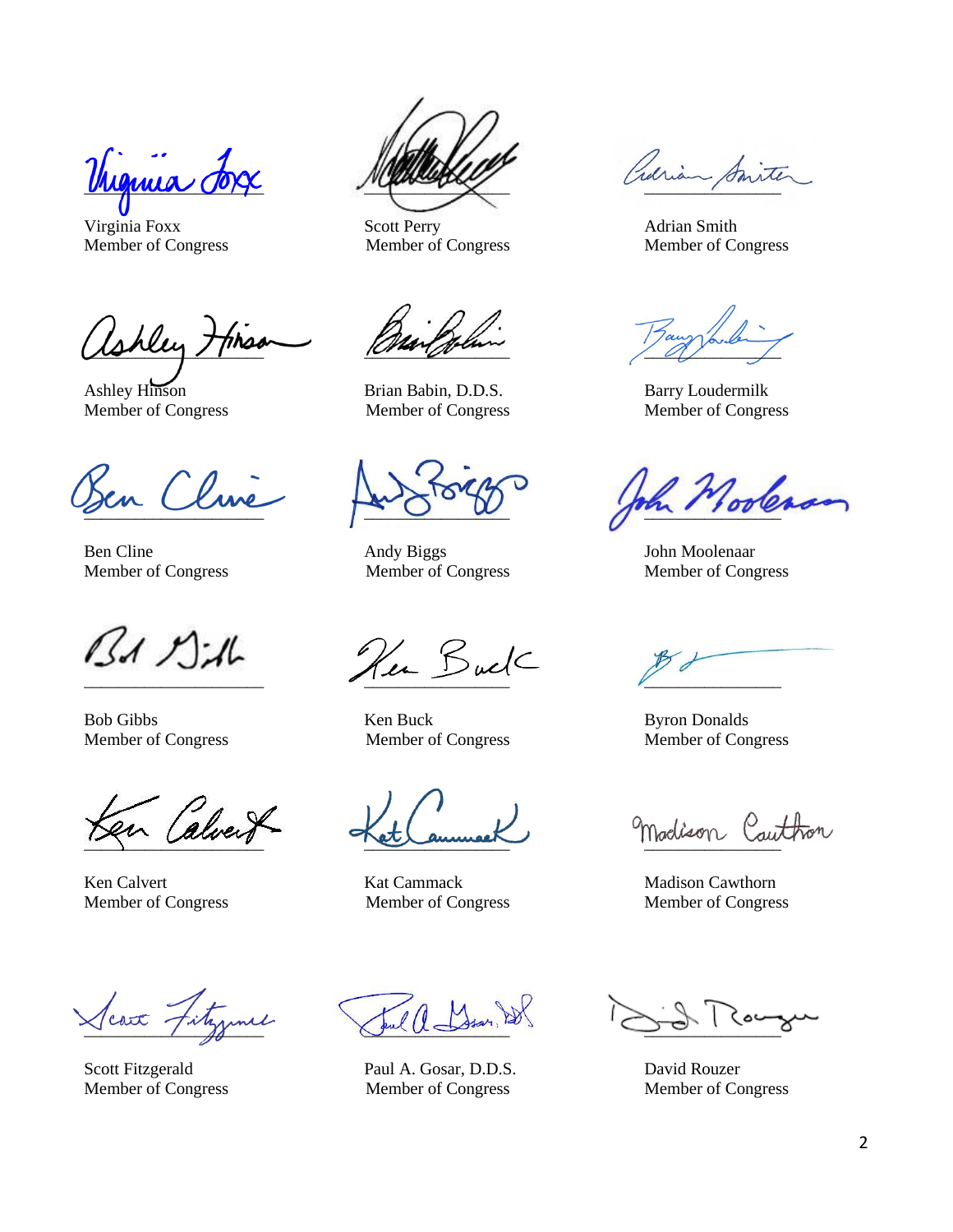Virginia Foxx
Member of Congress

Scott Perry
Member of Congress

Adrian Smith
Member of Congress

Ashley Hinson
Member of Congress

Brian Babin, D.D.S.
Member of Congress

Barry Loudermilk
Member of Congress

Ben Cline
Member of Congress

Andy Biggs
Member of Congress

John Moolenaar
Member of Congress

Bob Gibbs
Member of Congress

Ken Buck
Member of Congress

Byron Donalds
Member of Congress

Ken Calvert
Member of Congress

Kat Cammack
Member of Congress

Madison Cawthorn
Member of Congress

Scott Fitzgerald
Member of Congress

Paul A. Gosar, D.D.S.
Member of Congress

David Rouzer
Member of Congress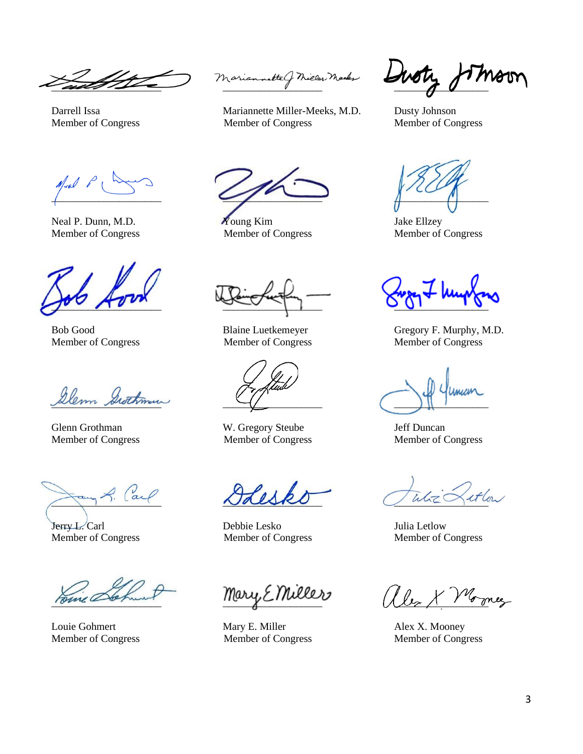Darrell Issa
Member of Congress

Mariannette Miller-Meeks, M.D.
Member of Congress

Dusty Johnson
Member of Congress

Neal P. Dunn, M.D.
Member of Congress

Young Kim
Member of Congress

Jake Ellzey
Member of Congress

Bob Good
Member of Congress

Blaine Luetkemeyer
Member of Congress

Gregory F. Murphy, M.D.
Member of Congress

Glenn Grothman
Member of Congress

W. Gregory Steube
Member of Congress

Jeff Duncan
Member of Congress

Jerry L. Carl
Member of Congress

Debbie Lesko
Member of Congress

Julia Letlow
Member of Congress

Louie Gohmert
Member of Congress

Mary E. Miller
Member of Congress

Alex X. Mooney
Member of Congress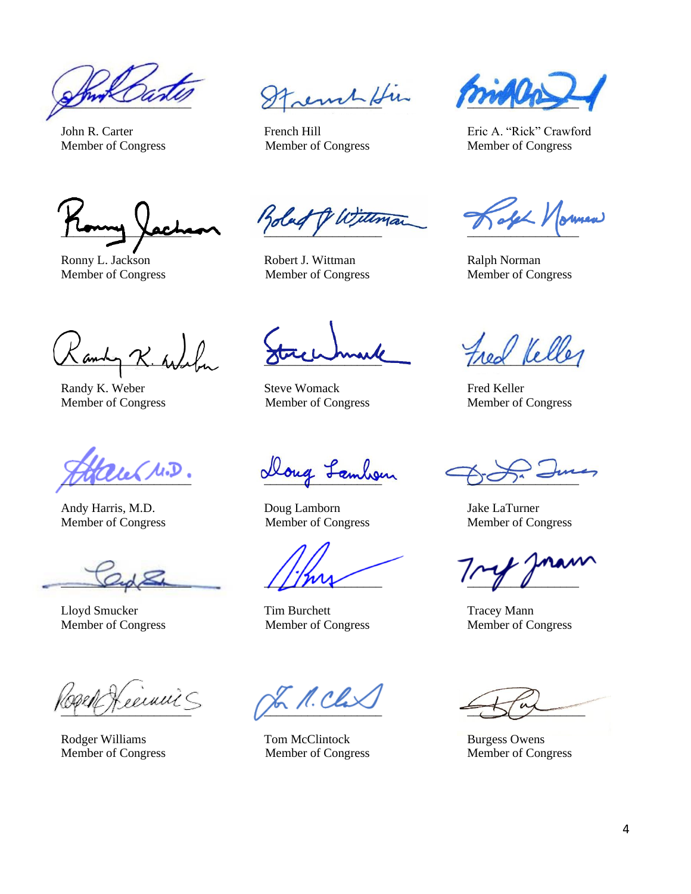John R. Carter
Member of Congress

French Hill
Member of Congress

Eric A. "Rick" Crawford
Member of Congress

Ronny L. Jackson
Member of Congress

Robert J. Wittman
Member of Congress

Ralph Norman
Member of Congress

Randy K. Weber
Member of Congress

Steve Womack
Member of Congress

Fred Keller
Member of Congress

Andy Harris, M.D.
Member of Congress

Doug Lamborn
Member of Congress

Jake LaTurner
Member of Congress

Lloyd Smucker
Member of Congress

Tim Burchett
Member of Congress

Tracey Mann
Member of Congress

Rodger Williams
Member of Congress

Tom McClintock
Member of Congress

Burgess Owens
Member of Congress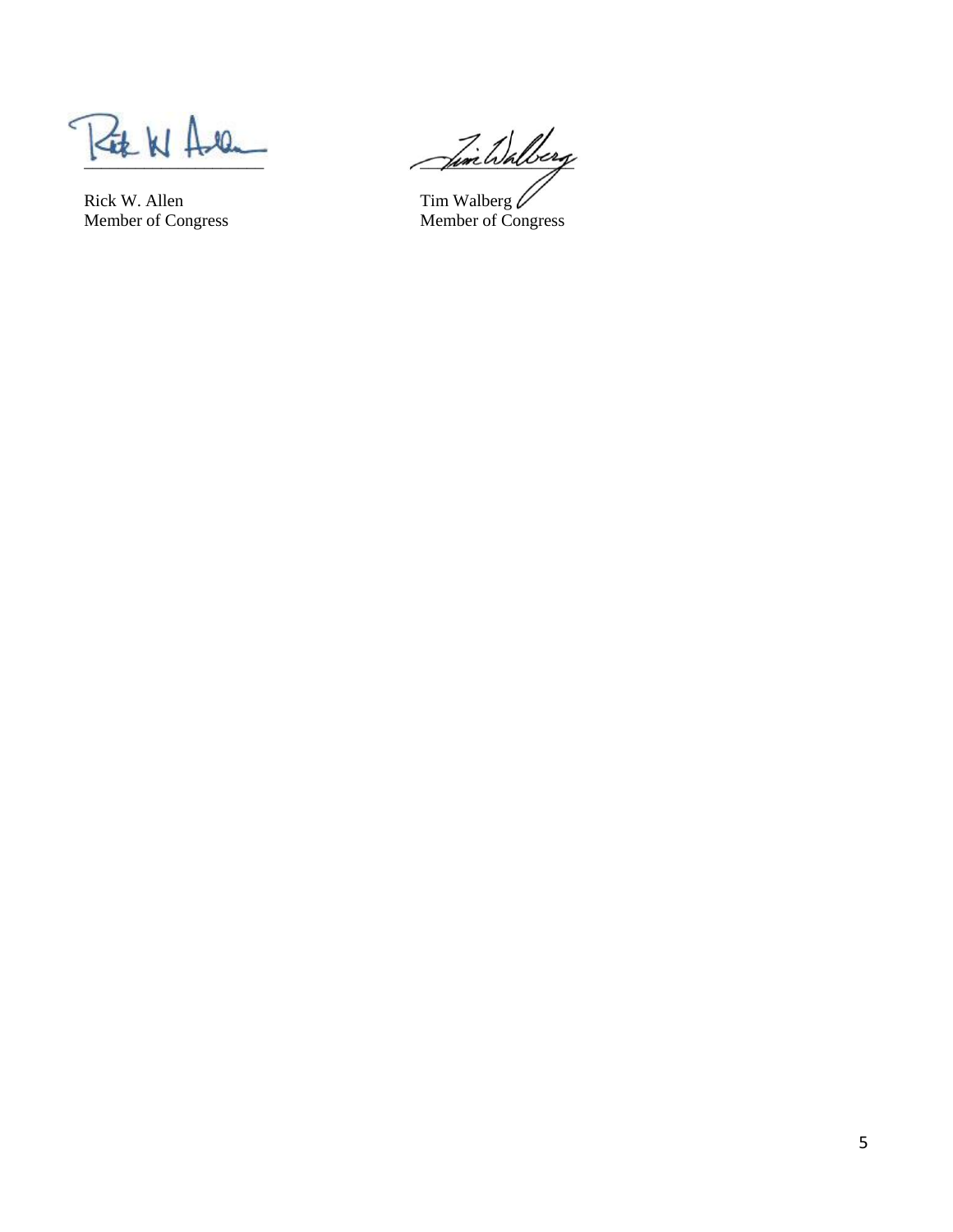Rick W. Allen
Member of Congress

Tim Walberg
Member of Congress